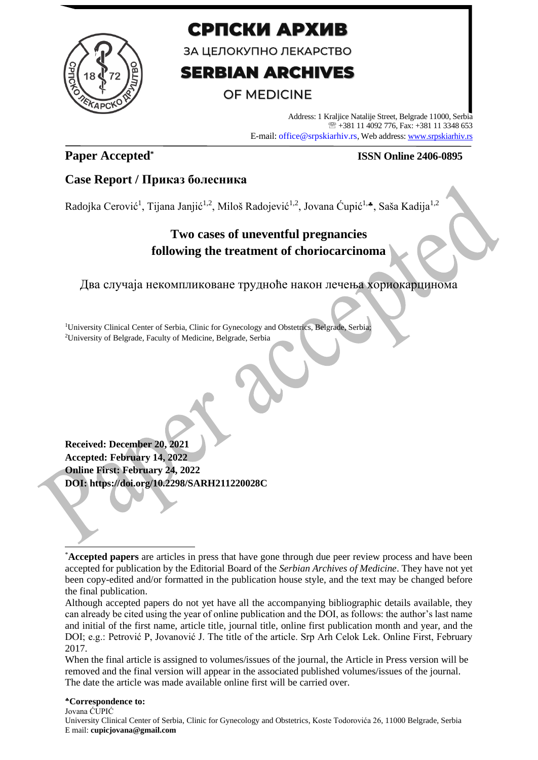# СРПСКИ АРХИВ

ЗА ЦЕЛОКУПНО ЛЕКАРСТВО

# SERBIAN ARCHIVES

OF MEDICINE

Address: 1 Kraljice Natalije Street, Belgrade 11000, Serbia
☏ +381 11 4092 776, Fax: +381 11 3348 653
E-mail: office@srpskiarhiv.rs, Web address: www.srpskiarhiv.rs

**Paper Accepted***

**ISSN Online 2406-0895**

## Case Report / Приказ болесника

Radojka Cerović[1], Tijana Janjić[1,2], Miloš Radojević[1,2], Jovana Ćupić[1,♣], Saša Kadija[1,2]

# Two cases of uneventful pregnancies following the treatment of choriocarcinoma

Два случаја некомпликоване трудноће након лечења хориокарцинома

[1]University Clinical Center of Serbia, Clinic for Gynecology and Obstetrics, Belgrade, Serbia;
[2]University of Belgrade, Faculty of Medicine, Belgrade, Serbia

**Received: December 20, 2021**
**Accepted: February 14, 2022**
**Online First: February 24, 2022**
**DOI: https://doi.org/10.2298/SARH211220028C**

*__Accepted papers__ are articles in press that have gone through due peer review process and have been accepted for publication by the Editorial Board of the *Serbian Archives of Medicine*. They have not yet been copy-edited and/or formatted in the publication house style, and the text may be changed before the final publication.

Although accepted papers do not yet have all the accompanying bibliographic details available, they can already be cited using the year of online publication and the DOI, as follows: the author's last name and initial of the first name, article title, journal title, online first publication month and year, and the DOI; e.g.: Petrović P, Jovanović J. The title of the article. Srp Arh Celok Lek. Online First, February 2017.

When the final article is assigned to volumes/issues of the journal, the Article in Press version will be removed and the final version will appear in the associated published volumes/issues of the journal. The date the article was made available online first will be carried over.

**♣Correspondence to:**
Jovana ĆUPIĆ
University Clinical Center of Serbia, Clinic for Gynecology and Obstetrics, Koste Todorovića 26, 11000 Belgrade, Serbia
E mail: **cupicjovana@gmail.com**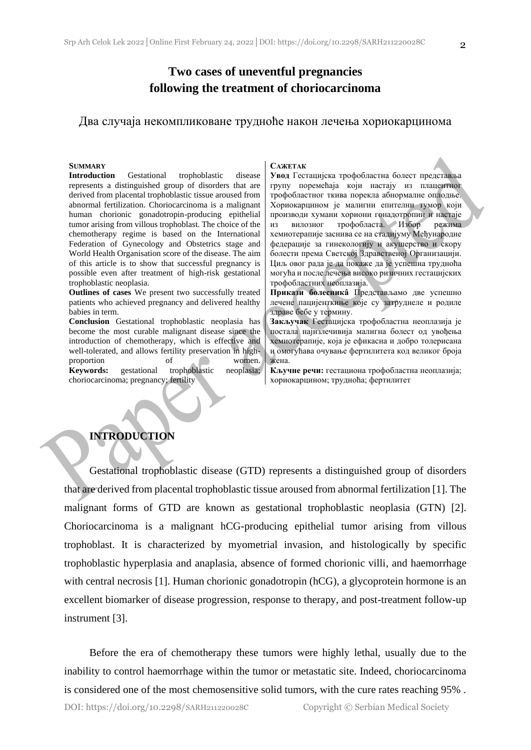# Two cases of uneventful pregnancies following the treatment of choriocarcinoma

Два случаја некомпликоване трудноће након лечења хориокарцинома

**SUMMARY**

**Introduction** Gestational trophoblastic disease represents a distinguished group of disorders that are derived from placental trophoblastic tissue aroused from abnormal fertilization. Choriocarcinoma is a malignant human chorionic gonadotropin-producing epithelial tumor arising from villous trophoblast. The choice of the chemotherapy regime is based on the International Federation of Gynecology and Obstetrics stage and World Health Organisation score of the disease. The aim of this article is to show that successful pregnancy is possible even after treatment of high-risk gestational trophoblastic neoplasia.

**Outlines of cases** We present two successfully treated patients who achieved pregnancy and delivered healthy babies in term.

**Conclusion** Gestational trophoblastic neoplasia has become the most curable malignant disease since the introduction of chemotherapy, which is effective and well-tolerated, and allows fertility preservation in high-proportion of women.

**Keywords:** gestational trophoblastic neoplasia; choriocarcinoma; pregnancy; fertility

**САЖЕТАК**

**Увод** Гестацијска трофобластна болест представља групу поремећаја који настају из плацентног трофобластног ткива порекла абнормалне оплодње. Хориокарцином је малигни епителни тумор који производи хумани хориони гонадотропин и настаје из вилозног трофобласта. Избор режима хемиотерапије заснива се на стадијуму Међународне федерације за гинекологију и акушерство и скору болести према Светској Здравственој Организацији. Циљ овог рада је да покаже да је успешна трудноћа могућа и после лечења високо ризичних гестацијских трофобластних неоплазија.

**Прикази болесникâ** Представљамо две успешно лечене пацијенткиње које су затруднеле и родиле здраве бебе у термину.

**Закључак** Гестацијска трофобластна неоплазија је постала најизлечивија малигна болест од увођења хемиотерапије, која је ефикасна и добро толерисана и омогућава очување фертилитета код великог броја жена.

**Кључне речи:** гестациона трофобластна неоплазија; хориокарцином; трудноћа; фертилитет

## INTRODUCTION

Gestational trophoblastic disease (GTD) represents a distinguished group of disorders that are derived from placental trophoblastic tissue aroused from abnormal fertilization [1]. The malignant forms of GTD are known as gestational trophoblastic neoplasia (GTN) [2]. Choriocarcinoma is a malignant hCG-producing epithelial tumor arising from villous trophoblast. It is characterized by myometrial invasion, and histologically by specific trophoblastic hyperplasia and anaplasia, absence of formed chorionic villi, and haemorrhage with central necrosis [1]. Human chorionic gonadotropin (hCG), a glycoprotein hormone is an excellent biomarker of disease progression, response to therapy, and post-treatment follow-up instrument [3].

Before the era of chemotherapy these tumors were highly lethal, usually due to the inability to control haemorrhage within the tumor or metastatic site. Indeed, choriocarcinoma is considered one of the most chemosensitive solid tumors, with the cure rates reaching 95% .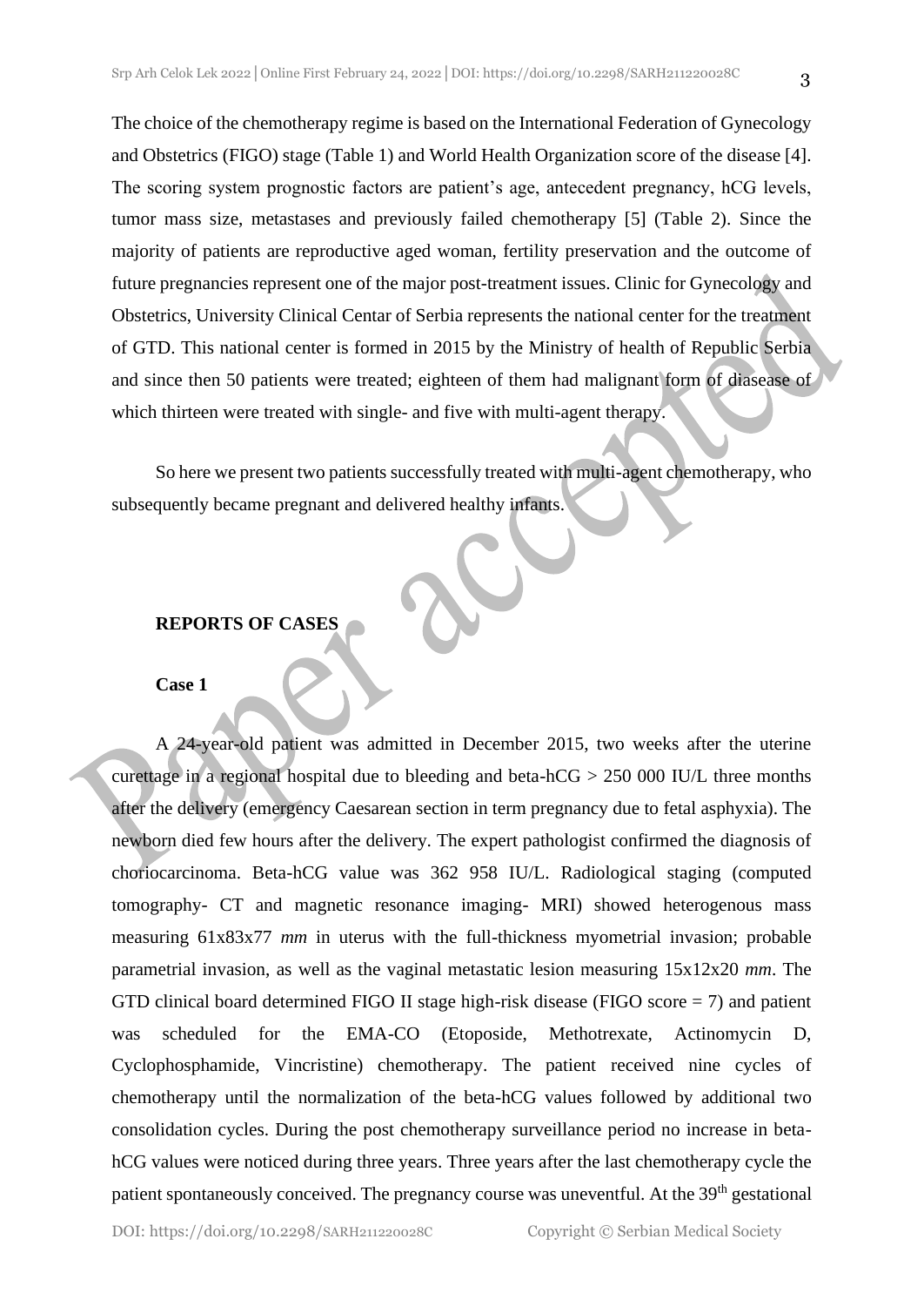The choice of the chemotherapy regime is based on the International Federation of Gynecology and Obstetrics (FIGO) stage (Table 1) and World Health Organization score of the disease [4]. The scoring system prognostic factors are patient's age, antecedent pregnancy, hCG levels, tumor mass size, metastases and previously failed chemotherapy [5] (Table 2). Since the majority of patients are reproductive aged woman, fertility preservation and the outcome of future pregnancies represent one of the major post-treatment issues. Clinic for Gynecology and Obstetrics, University Clinical Centar of Serbia represents the national center for the treatment of GTD. This national center is formed in 2015 by the Ministry of health of Republic Serbia and since then 50 patients were treated; eighteen of them had malignant form of diasease of which thirteen were treated with single- and five with multi-agent therapy.

So here we present two patients successfully treated with multi-agent chemotherapy, who subsequently became pregnant and delivered healthy infants.

## REPORTS OF CASES

### Case 1

A 24-year-old patient was admitted in December 2015, two weeks after the uterine curettage in a regional hospital due to bleeding and beta-hCG > 250 000 IU/L three months after the delivery (emergency Caesarean section in term pregnancy due to fetal asphyxia). The newborn died few hours after the delivery. The expert pathologist confirmed the diagnosis of choriocarcinoma. Beta-hCG value was 362 958 IU/L. Radiological staging (computed tomography- CT and magnetic resonance imaging- MRI) showed heterogenous mass measuring 61x83x77 *mm* in uterus with the full-thickness myometrial invasion; probable parametrial invasion, as well as the vaginal metastatic lesion measuring 15x12x20 *mm*. The GTD clinical board determined FIGO II stage high-risk disease (FIGO score = 7) and patient was scheduled for the EMA-CO (Etoposide, Methotrexate, Actinomycin D, Cyclophosphamide, Vincristine) chemotherapy. The patient received nine cycles of chemotherapy until the normalization of the beta-hCG values followed by additional two consolidation cycles. During the post chemotherapy surveillance period no increase in beta-hCG values were noticed during three years. Three years after the last chemotherapy cycle the patient spontaneously conceived. The pregnancy course was uneventful. At the 39$^{th}$ gestational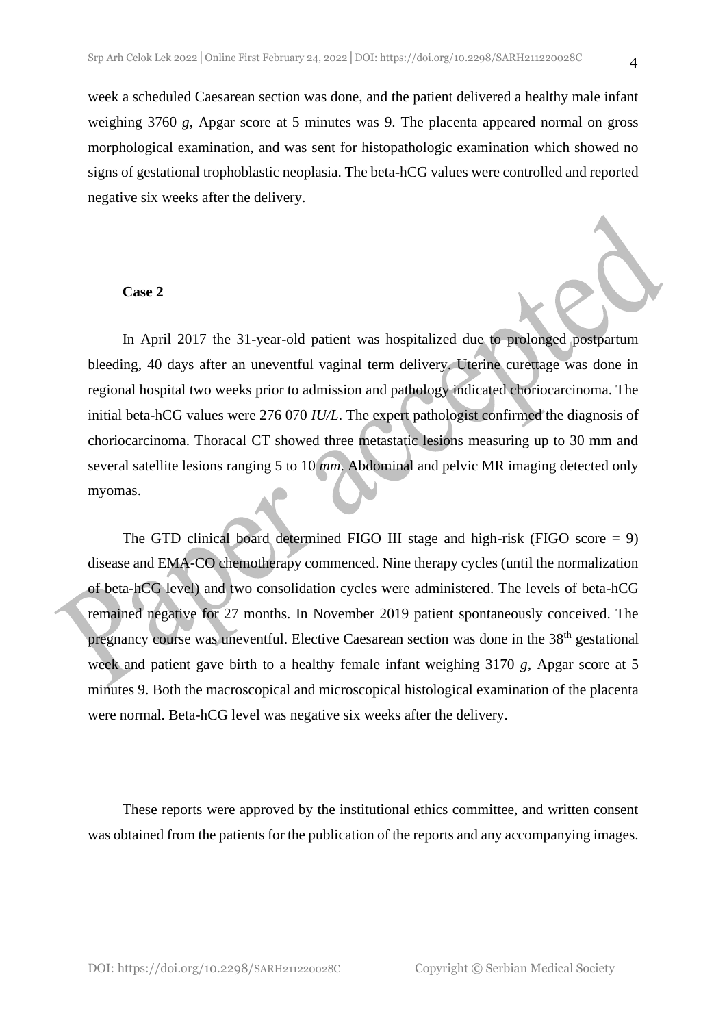week a scheduled Caesarean section was done, and the patient delivered a healthy male infant weighing 3760 *g*, Apgar score at 5 minutes was 9. The placenta appeared normal on gross morphological examination, and was sent for histopathologic examination which showed no signs of gestational trophoblastic neoplasia. The beta-hCG values were controlled and reported negative six weeks after the delivery.

**Case 2**

In April 2017 the 31-year-old patient was hospitalized due to prolonged postpartum bleeding, 40 days after an uneventful vaginal term delivery. Uterine curettage was done in regional hospital two weeks prior to admission and pathology indicated choriocarcinoma. The initial beta-hCG values were 276 070 *IU/L*. The expert pathologist confirmed the diagnosis of choriocarcinoma. Thoracal CT showed three metastatic lesions measuring up to 30 mm and several satellite lesions ranging 5 to 10 *mm*. Abdominal and pelvic MR imaging detected only myomas.

The GTD clinical board determined FIGO III stage and high-risk (FIGO score = 9) disease and EMA-CO chemotherapy commenced. Nine therapy cycles (until the normalization of beta-hCG level) and two consolidation cycles were administered. The levels of beta-hCG remained negative for 27 months. In November 2019 patient spontaneously conceived. The pregnancy course was uneventful. Elective Caesarean section was done in the 38$^{th}$ gestational week and patient gave birth to a healthy female infant weighing 3170 *g*, Apgar score at 5 minutes 9. Both the macroscopical and microscopical histological examination of the placenta were normal. Beta-hCG level was negative six weeks after the delivery.

These reports were approved by the institutional ethics committee, and written consent was obtained from the patients for the publication of the reports and any accompanying images.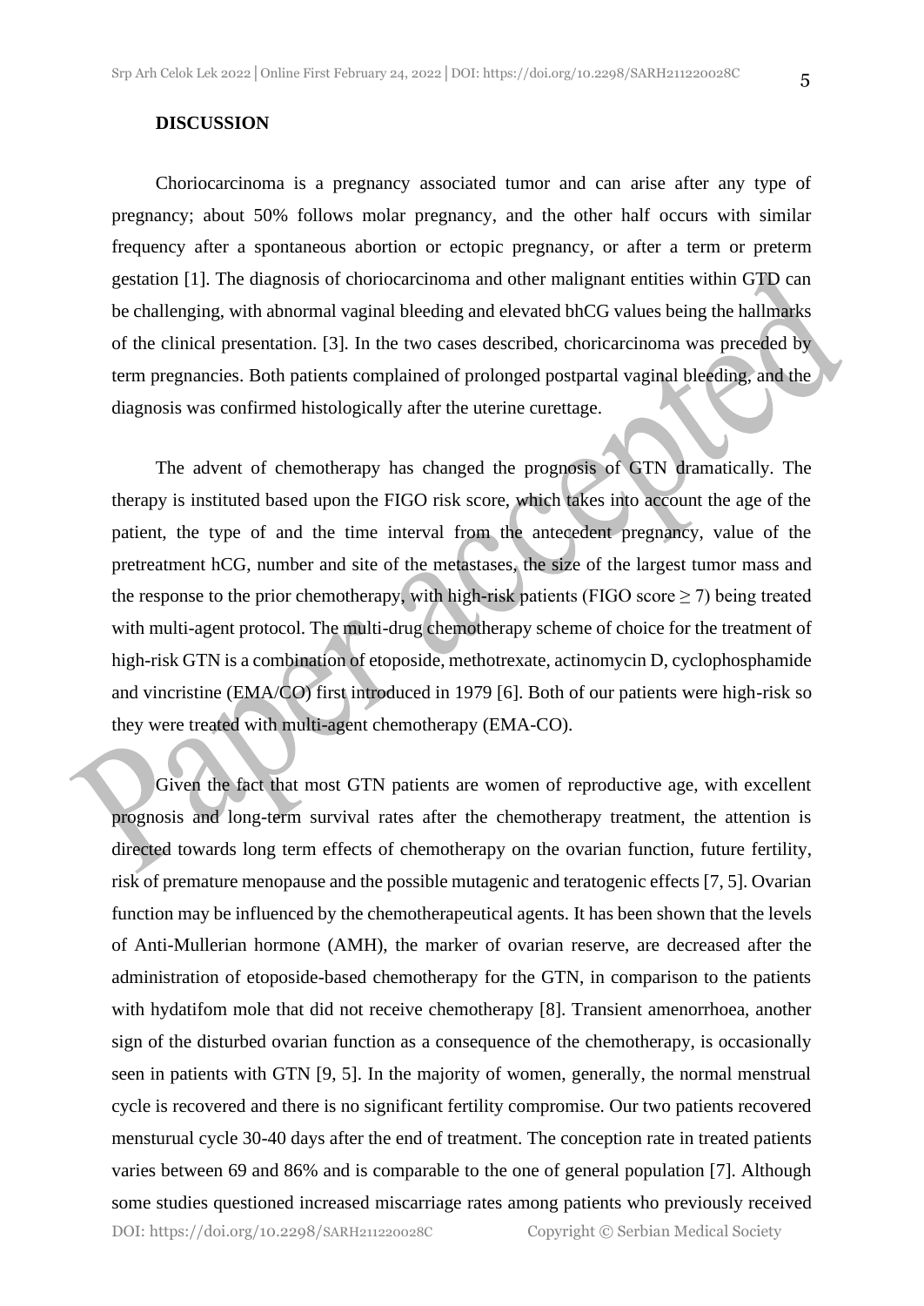**DISCUSSION**

Choriocarcinoma is a pregnancy associated tumor and can arise after any type of pregnancy; about 50% follows molar pregnancy, and the other half occurs with similar frequency after a spontaneous abortion or ectopic pregnancy, or after a term or preterm gestation [1]. The diagnosis of choriocarcinoma and other malignant entities within GTD can be challenging, with abnormal vaginal bleeding and elevated bhCG values being the hallmarks of the clinical presentation. [3]. In the two cases described, choricarcinoma was preceded by term pregnancies. Both patients complained of prolonged postpartal vaginal bleeding, and the diagnosis was confirmed histologically after the uterine curettage.

The advent of chemotherapy has changed the prognosis of GTN dramatically. The therapy is instituted based upon the FIGO risk score, which takes into account the age of the patient, the type of and the time interval from the antecedent pregnancy, value of the pretreatment hCG, number and site of the metastases, the size of the largest tumor mass and the response to the prior chemotherapy, with high-risk patients (FIGO score ≥ 7) being treated with multi-agent protocol. The multi-drug chemotherapy scheme of choice for the treatment of high-risk GTN is a combination of etoposide, methotrexate, actinomycin D, cyclophosphamide and vincristine (EMA/CO) first introduced in 1979 [6]. Both of our patients were high-risk so they were treated with multi-agent chemotherapy (EMA-CO).

Given the fact that most GTN patients are women of reproductive age, with excellent prognosis and long-term survival rates after the chemotherapy treatment, the attention is directed towards long term effects of chemotherapy on the ovarian function, future fertility, risk of premature menopause and the possible mutagenic and teratogenic effects [7, 5]. Ovarian function may be influenced by the chemotherapeutical agents. It has been shown that the levels of Anti-Mullerian hormone (AMH), the marker of ovarian reserve, are decreased after the administration of etoposide-based chemotherapy for the GTN, in comparison to the patients with hydatifom mole that did not receive chemotherapy [8]. Transient amenorrhoea, another sign of the disturbed ovarian function as a consequence of the chemotherapy, is occasionally seen in patients with GTN [9, 5]. In the majority of women, generally, the normal menstrual cycle is recovered and there is no significant fertility compromise. Our two patients recovered mensturual cycle 30-40 days after the end of treatment. The conception rate in treated patients varies between 69 and 86% and is comparable to the one of general population [7]. Although some studies questioned increased miscarriage rates among patients who previously received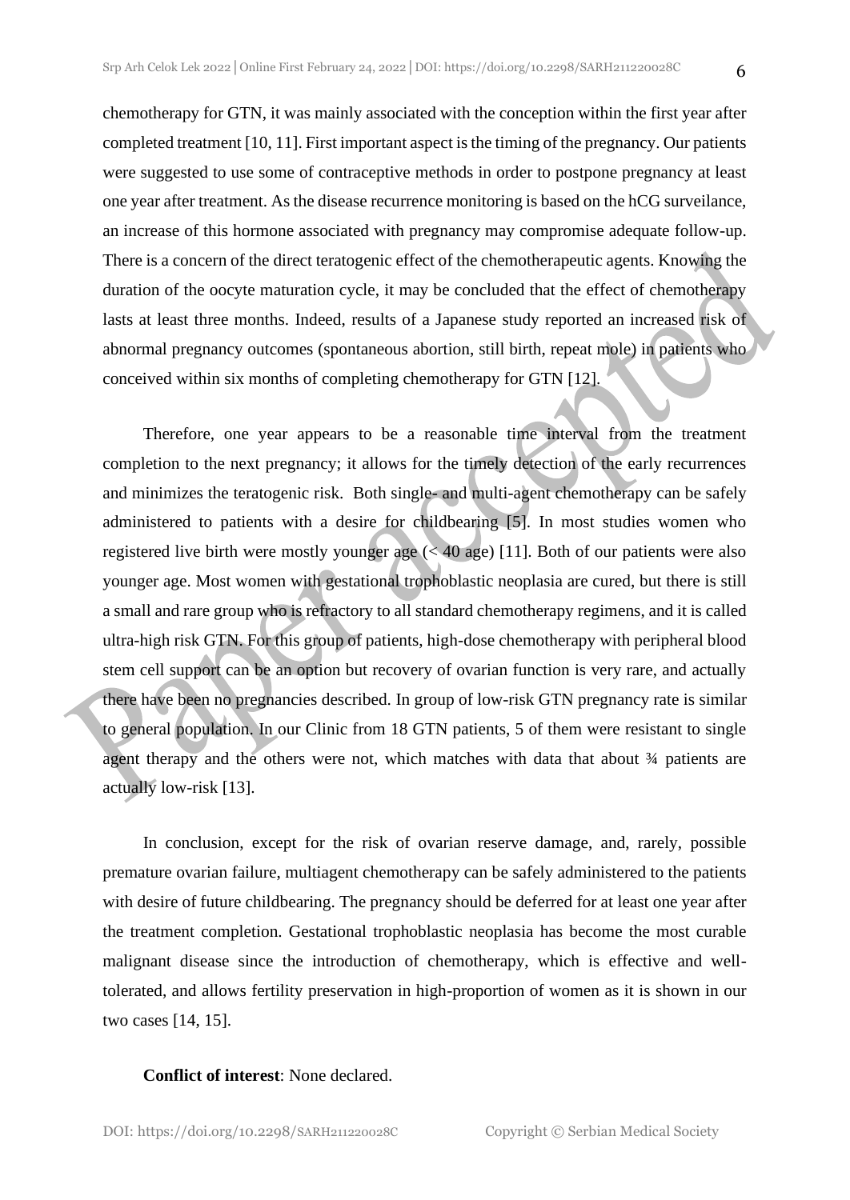chemotherapy for GTN, it was mainly associated with the conception within the first year after completed treatment [10, 11]. First important aspect is the timing of the pregnancy. Our patients were suggested to use some of contraceptive methods in order to postpone pregnancy at least one year after treatment. As the disease recurrence monitoring is based on the hCG surveilance, an increase of this hormone associated with pregnancy may compromise adequate follow-up. There is a concern of the direct teratogenic effect of the chemotherapeutic agents. Knowing the duration of the oocyte maturation cycle, it may be concluded that the effect of chemotherapy lasts at least three months. Indeed, results of a Japanese study reported an increased risk of abnormal pregnancy outcomes (spontaneous abortion, still birth, repeat mole) in patients who conceived within six months of completing chemotherapy for GTN [12].

Therefore, one year appears to be a reasonable time interval from the treatment completion to the next pregnancy; it allows for the timely detection of the early recurrences and minimizes the teratogenic risk. Both single- and multi-agent chemotherapy can be safely administered to patients with a desire for childbearing [5]. In most studies women who registered live birth were mostly younger age (< 40 age) [11]. Both of our patients were also younger age. Most women with gestational trophoblastic neoplasia are cured, but there is still a small and rare group who is refractory to all standard chemotherapy regimens, and it is called ultra-high risk GTN. For this group of patients, high-dose chemotherapy with peripheral blood stem cell support can be an option but recovery of ovarian function is very rare, and actually there have been no pregnancies described. In group of low-risk GTN pregnancy rate is similar to general population. In our Clinic from 18 GTN patients, 5 of them were resistant to single agent therapy and the others were not, which matches with data that about ¾ patients are actually low-risk [13].

In conclusion, except for the risk of ovarian reserve damage, and, rarely, possible premature ovarian failure, multiagent chemotherapy can be safely administered to the patients with desire of future childbearing. The pregnancy should be deferred for at least one year after the treatment completion. Gestational trophoblastic neoplasia has become the most curable malignant disease since the introduction of chemotherapy, which is effective and well-tolerated, and allows fertility preservation in high-proportion of women as it is shown in our two cases [14, 15].

**Conflict of interest**: None declared.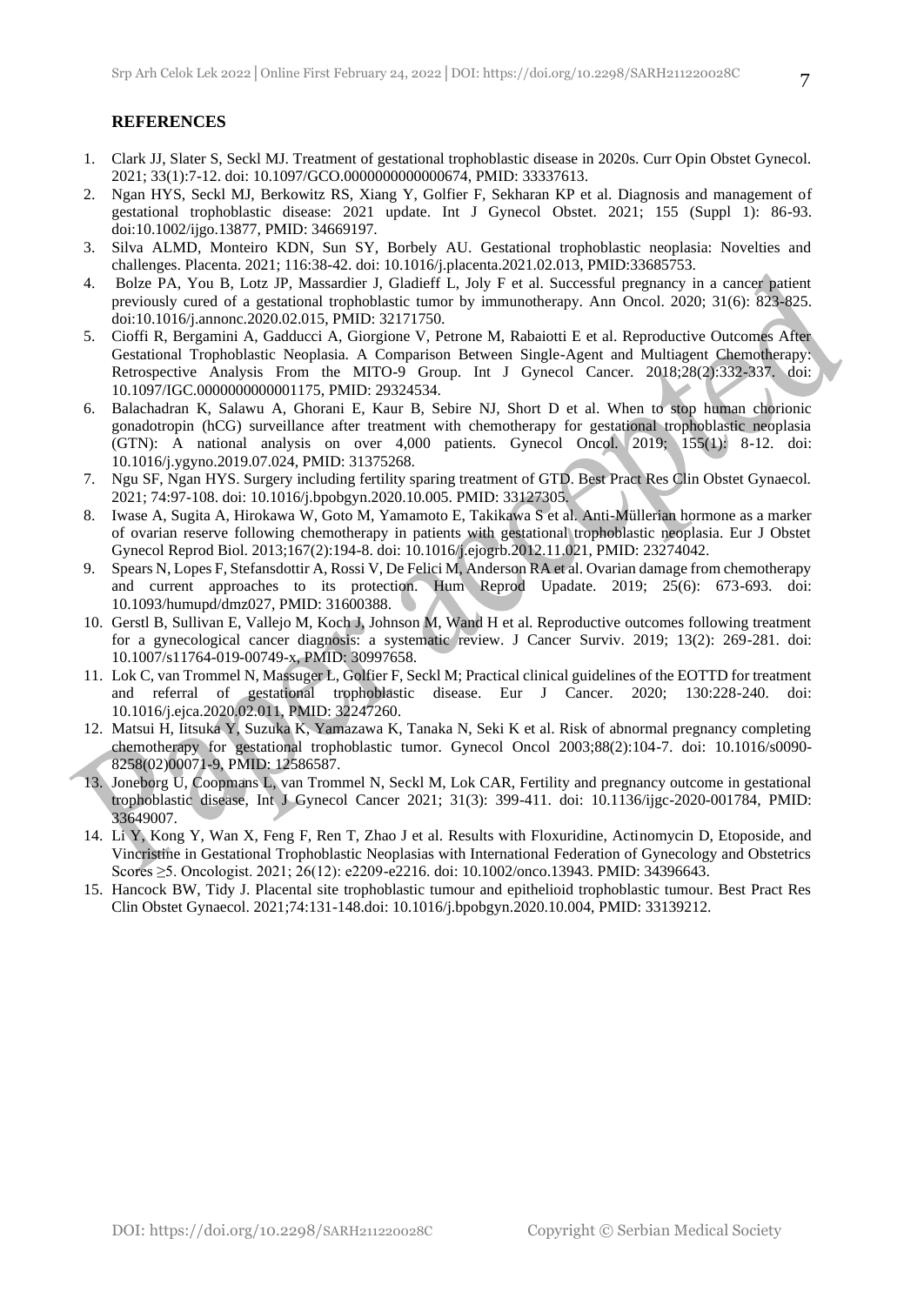## REFERENCES

1. Clark JJ, Slater S, Seckl MJ. Treatment of gestational trophoblastic disease in 2020s. Curr Opin Obstet Gynecol. 2021; 33(1):7-12. doi: 10.1097/GCO.0000000000000674, PMID: 33337613.
2. Ngan HYS, Seckl MJ, Berkowitz RS, Xiang Y, Golfier F, Sekharan KP et al. Diagnosis and management of gestational trophoblastic disease: 2021 update. Int J Gynecol Obstet. 2021; 155 (Suppl 1): 86-93. doi:10.1002/ijgo.13877, PMID: 34669197.
3. Silva ALMD, Monteiro KDN, Sun SY, Borbely AU. Gestational trophoblastic neoplasia: Novelties and challenges. Placenta. 2021; 116:38-42. doi: 10.1016/j.placenta.2021.02.013, PMID:33685753.
4. Bolze PA, You B, Lotz JP, Massardier J, Gladieff L, Joly F et al. Successful pregnancy in a cancer patient previously cured of a gestational trophoblastic tumor by immunotherapy. Ann Oncol. 2020; 31(6): 823-825. doi:10.1016/j.annonc.2020.02.015, PMID: 32171750.
5. Cioffi R, Bergamini A, Gadducci A, Giorgione V, Petrone M, Rabaiotti E et al. Reproductive Outcomes After Gestational Trophoblastic Neoplasia. A Comparison Between Single-Agent and Multiagent Chemotherapy: Retrospective Analysis From the MITO-9 Group. Int J Gynecol Cancer. 2018;28(2):332-337. doi: 10.1097/IGC.0000000000001175, PMID: 29324534.
6. Balachadran K, Salawu A, Ghorani E, Kaur B, Sebire NJ, Short D et al. When to stop human chorionic gonadotropin (hCG) surveillance after treatment with chemotherapy for gestational trophoblastic neoplasia (GTN): A national analysis on over 4,000 patients. Gynecol Oncol. 2019; 155(1): 8-12. doi: 10.1016/j.ygyno.2019.07.024, PMID: 31375268.
7. Ngu SF, Ngan HYS. Surgery including fertility sparing treatment of GTD. Best Pract Res Clin Obstet Gynaecol. 2021; 74:97-108. doi: 10.1016/j.bpobgyn.2020.10.005. PMID: 33127305.
8. Iwase A, Sugita A, Hirokawa W, Goto M, Yamamoto E, Takikawa S et al. Anti-Müllerian hormone as a marker of ovarian reserve following chemotherapy in patients with gestational trophoblastic neoplasia. Eur J Obstet Gynecol Reprod Biol. 2013;167(2):194-8. doi: 10.1016/j.ejogrb.2012.11.021, PMID: 23274042.
9. Spears N, Lopes F, Stefansdottir A, Rossi V, De Felici M, Anderson RA et al. Ovarian damage from chemotherapy and current approaches to its protection. Hum Reprod Upadate. 2019; 25(6): 673-693. doi: 10.1093/humupd/dmz027, PMID: 31600388.
10. Gerstl B, Sullivan E, Vallejo M, Koch J, Johnson M, Wand H et al. Reproductive outcomes following treatment for a gynecological cancer diagnosis: a systematic review. J Cancer Surviv. 2019; 13(2): 269-281. doi: 10.1007/s11764-019-00749-x, PMID: 30997658.
11. Lok C, van Trommel N, Massuger L, Golfier F, Seckl M; Practical clinical guidelines of the EOTTD for treatment and referral of gestational trophoblastic disease. Eur J Cancer. 2020; 130:228-240. doi: 10.1016/j.ejca.2020.02.011, PMID: 32247260.
12. Matsui H, Iitsuka Y, Suzuka K, Yamazawa K, Tanaka N, Seki K et al. Risk of abnormal pregnancy completing chemotherapy for gestational trophoblastic tumor. Gynecol Oncol 2003;88(2):104-7. doi: 10.1016/s0090-8258(02)00071-9, PMID: 12586587.
13. Joneborg U, Coopmans L, van Trommel N, Seckl M, Lok CAR, Fertility and pregnancy outcome in gestational trophoblastic disease, Int J Gynecol Cancer 2021; 31(3): 399-411. doi: 10.1136/ijgc-2020-001784, PMID: 33649007.
14. Li Y, Kong Y, Wan X, Feng F, Ren T, Zhao J et al. Results with Floxuridine, Actinomycin D, Etoposide, and Vincristine in Gestational Trophoblastic Neoplasias with International Federation of Gynecology and Obstetrics Scores ≥5. Oncologist. 2021; 26(12): e2209-e2216. doi: 10.1002/onco.13943. PMID: 34396643.
15. Hancock BW, Tidy J. Placental site trophoblastic tumour and epithelioid trophoblastic tumour. Best Pract Res Clin Obstet Gynaecol. 2021;74:131-148.doi: 10.1016/j.bpobgyn.2020.10.004, PMID: 33139212.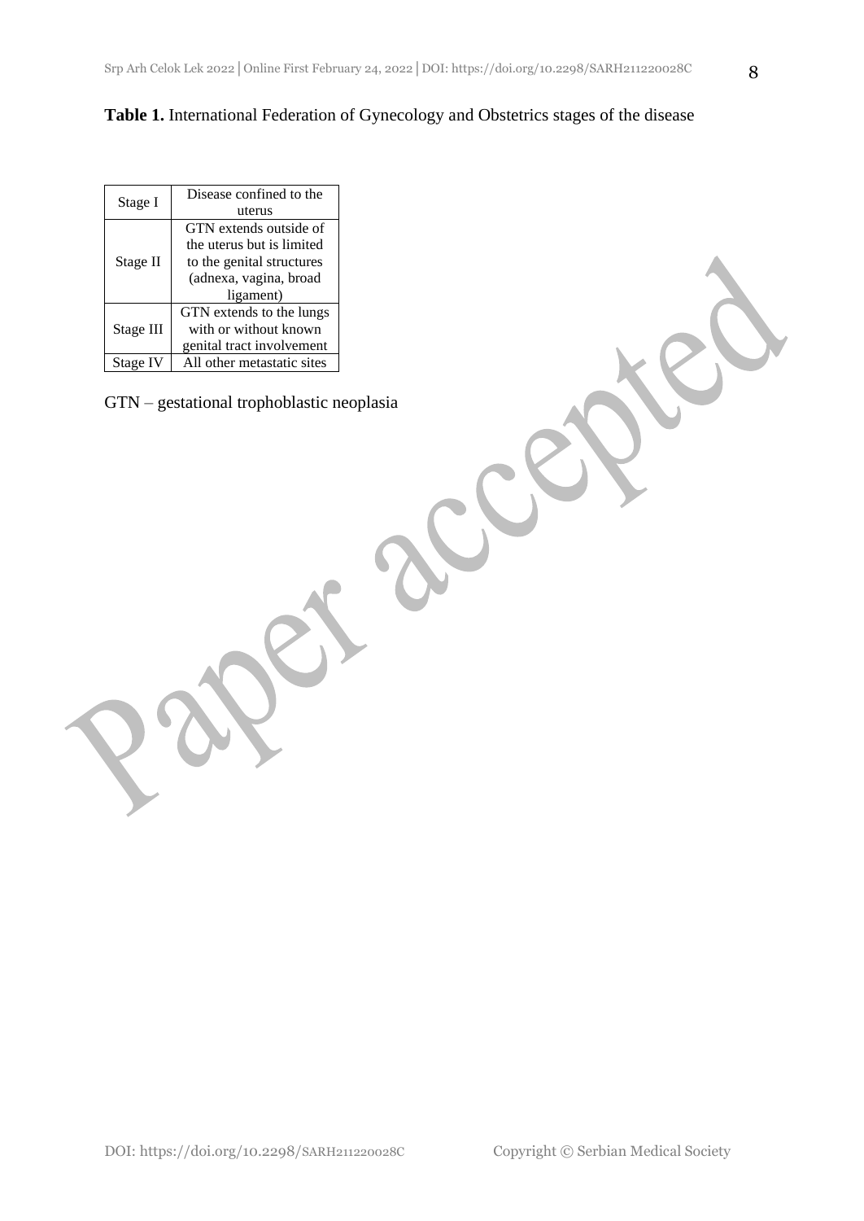**Table 1.** International Federation of Gynecology and Obstetrics stages of the disease

| | |
|---|---|
| Stage I | Disease confined to the uterus |
| Stage II | GTN extends outside of the uterus but is limited to the genital structures (adnexa, vagina, broad ligament) |
| Stage III | GTN extends to the lungs with or without known genital tract involvement |
| Stage IV | All other metastatic sites |

GTN – gestational trophoblastic neoplasia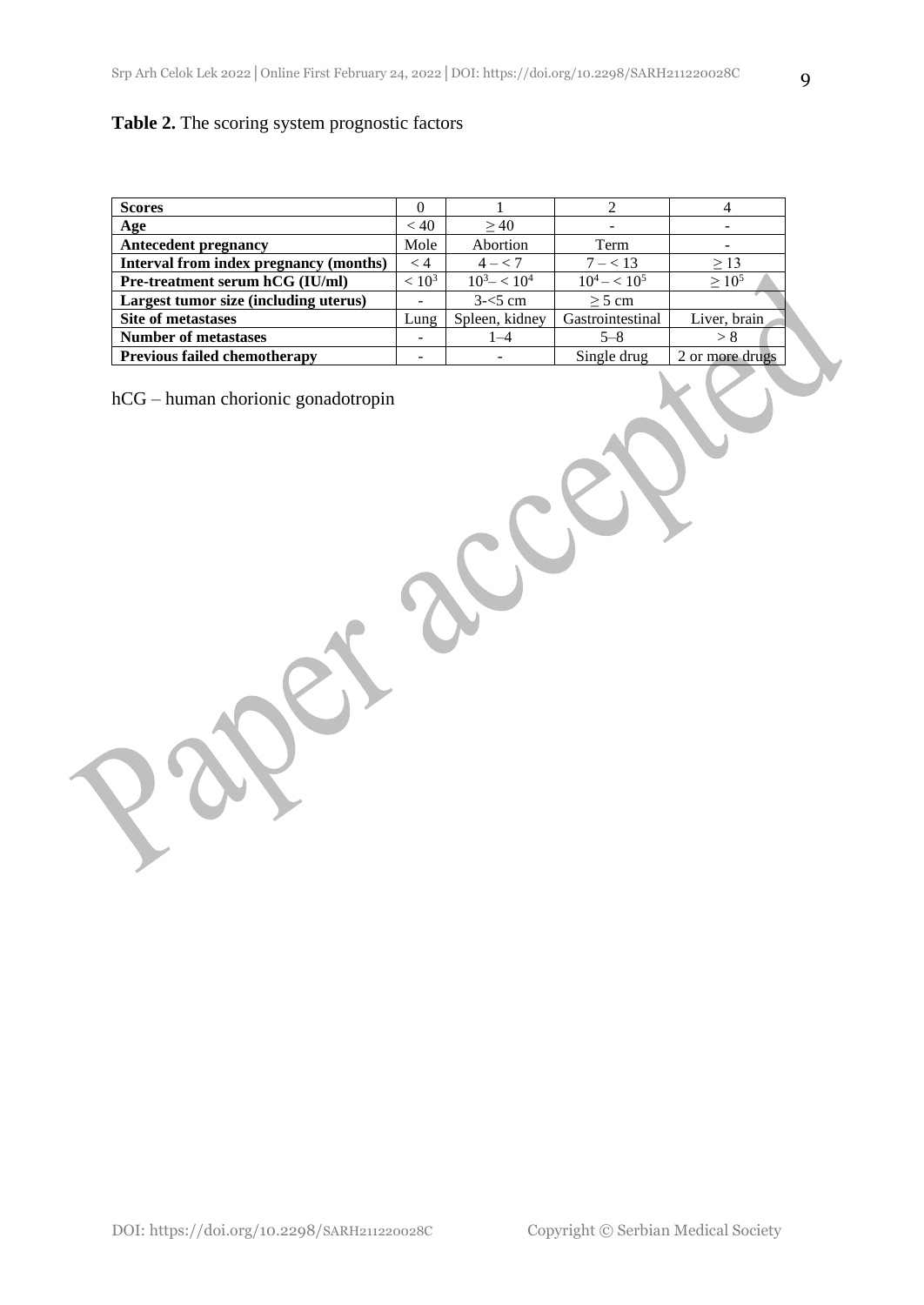**Table 2.** The scoring system prognostic factors

| Scores | 0 | 1 | 2 | 4 |
|---|---|---|---|---|
| **Age** | < 40 | ≥ 40 | - | - |
| **Antecedent pregnancy** | Mole | Abortion | Term | - |
| **Interval from index pregnancy (months)** | < 4 | 4 – < 7 | 7 – < 13 | ≥ 13 |
| **Pre-treatment serum hCG (IU/ml)** | $< 10^3$ | $10^3 – < 10^4$ | $10^4 – < 10^5$ | $\geq 10^5$ |
| **Largest tumor size (including uterus)** | - | 3-<5 cm | ≥ 5 cm | |
| **Site of metastases** | Lung | Spleen, kidney | Gastrointestinal | Liver, brain |
| **Number of metastases** | - | 1–4 | 5–8 | > 8 |
| **Previous failed chemotherapy** | - | - | Single drug | 2 or more drugs |

hCG – human chorionic gonadotropin